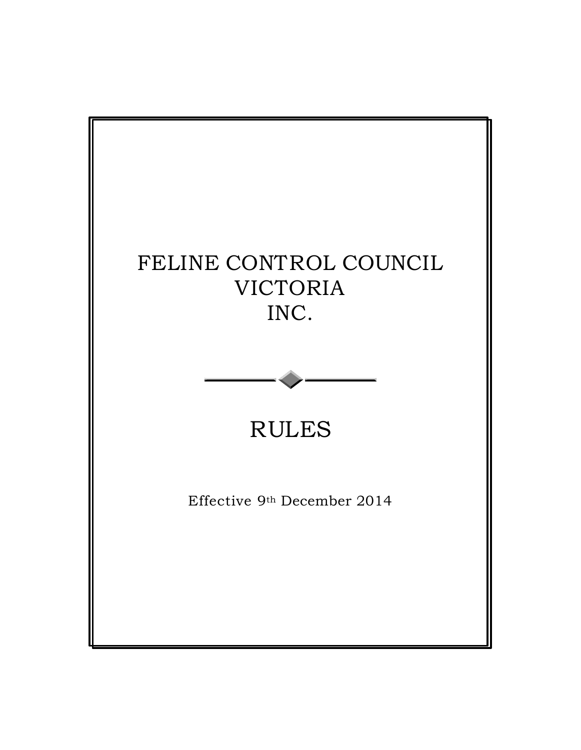# FELINE CONTROL COUNCIL VICTORIA INC.

# RULES

Effective 9th December 2014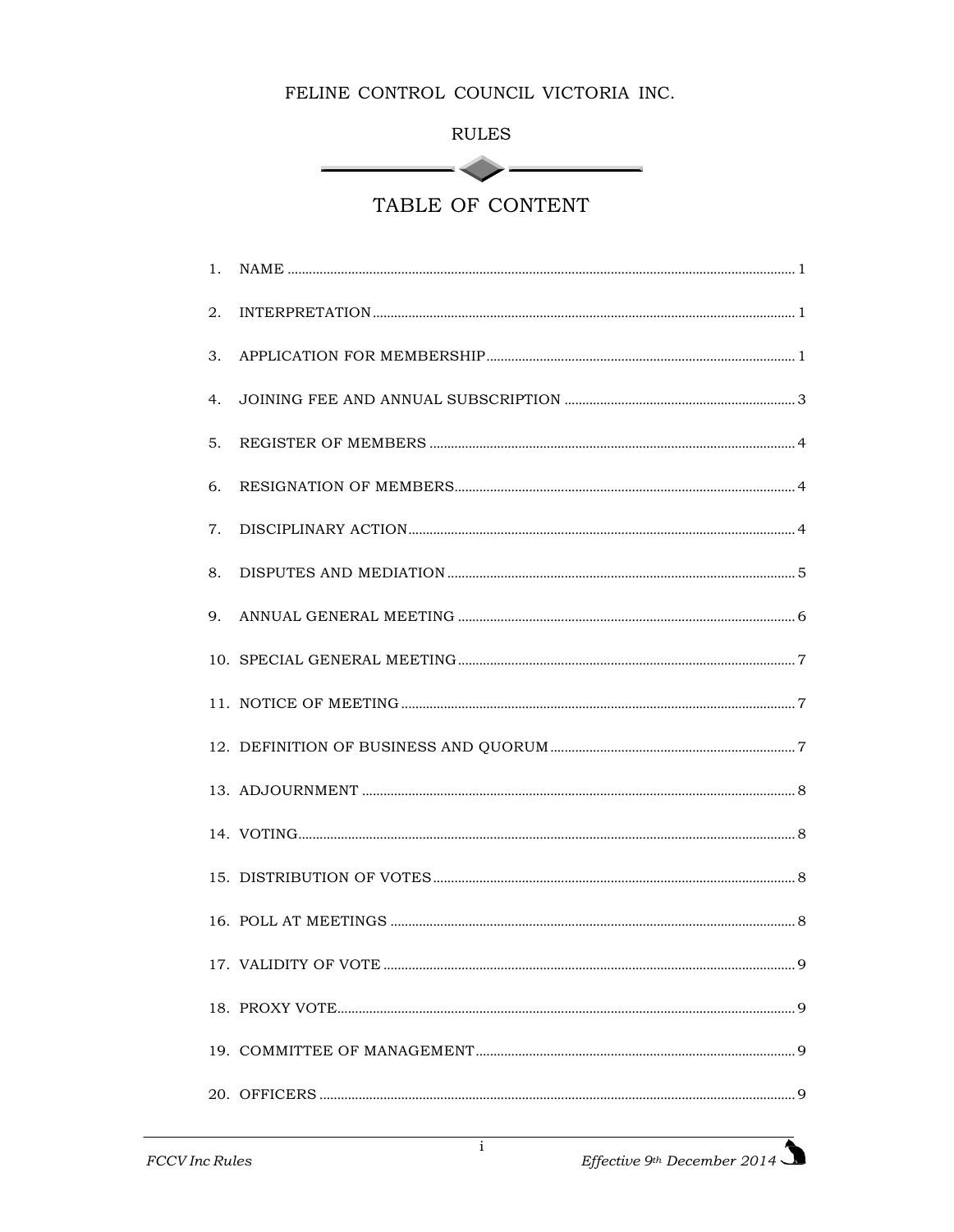FELINE CONTROL COUNCIL VICTORIA INC.

RULES

# TABLE OF CONTENT

1. NAME ..... 1
2. INTERPRETATION ..... 1
3. APPLICATION FOR MEMBERSHIP ..... 1
4. JOINING FEE AND ANNUAL SUBSCRIPTION ..... 3
5. REGISTER OF MEMBERS ..... 4
6. RESIGNATION OF MEMBERS ..... 4
7. DISCIPLINARY ACTION ..... 4
8. DISPUTES AND MEDIATION ..... 5
9. ANNUAL GENERAL MEETING ..... 6
10. SPECIAL GENERAL MEETING ..... 7
11. NOTICE OF MEETING ..... 7
12. DEFINITION OF BUSINESS AND QUORUM ..... 7
13. ADJOURNMENT ..... 8
14. VOTING ..... 8
15. DISTRIBUTION OF VOTES ..... 8
16. POLL AT MEETINGS ..... 8
17. VALIDITY OF VOTE ..... 9
18. PROXY VOTE ..... 9
19. COMMITTEE OF MANAGEMENT ..... 9
20. OFFICERS ..... 9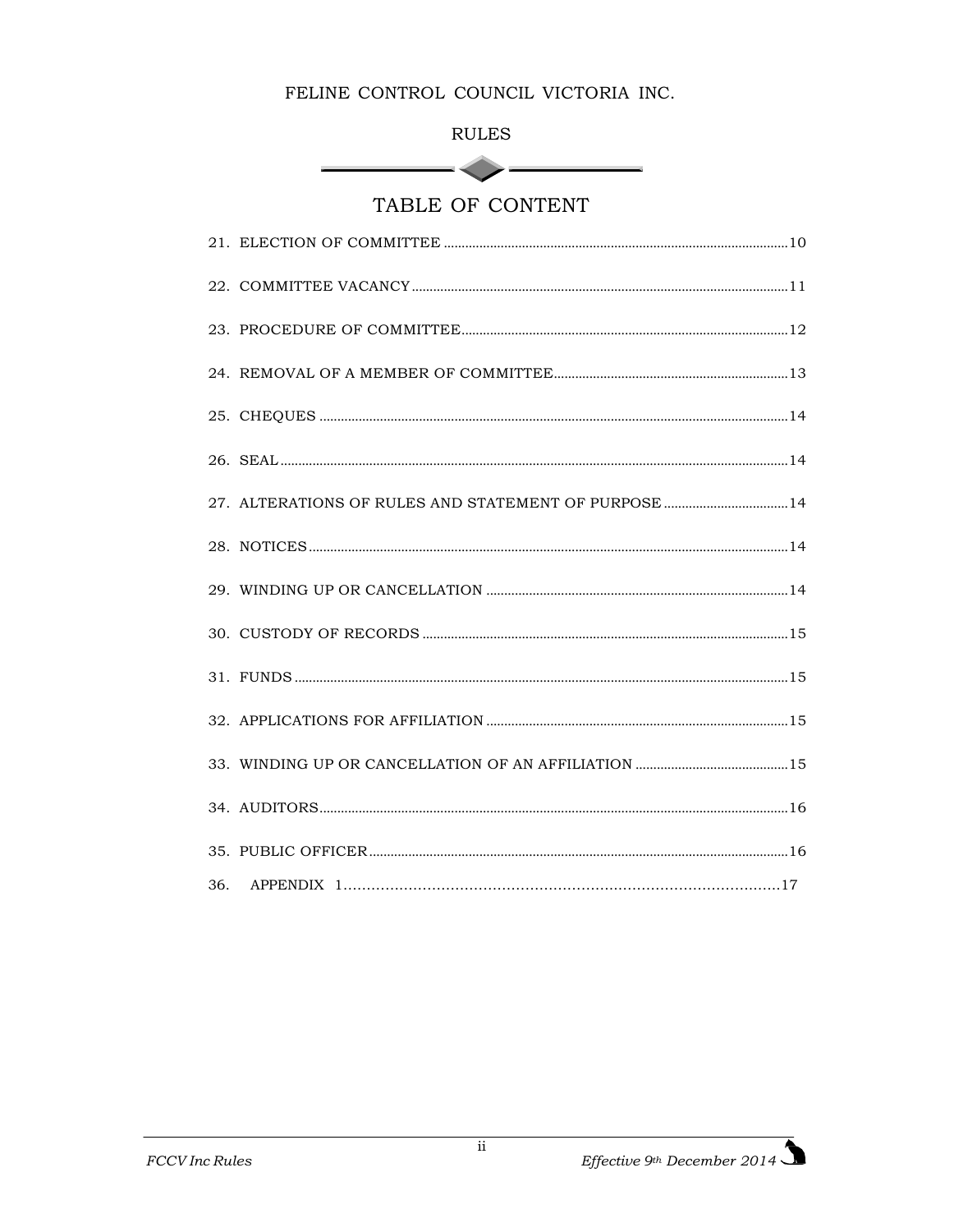FELINE CONTROL COUNCIL VICTORIA INC.

RULES

# TABLE OF CONTENT

21. ELECTION OF COMMITTEE ........................................ 10
22. COMMITTEE VACANCY ........................................ 11
23. PROCEDURE OF COMMITTEE ........................................ 12
24. REMOVAL OF A MEMBER OF COMMITTEE ........................................ 13
25. CHEQUES ........................................ 14
26. SEAL ........................................ 14
27. ALTERATIONS OF RULES AND STATEMENT OF PURPOSE ........................................ 14
28. NOTICES ........................................ 14
29. WINDING UP OR CANCELLATION ........................................ 14
30. CUSTODY OF RECORDS ........................................ 15
31. FUNDS ........................................ 15
32. APPLICATIONS FOR AFFILIATION ........................................ 15
33. WINDING UP OR CANCELLATION OF AN AFFILIATION ........................................ 15
34. AUDITORS ........................................ 16
35. PUBLIC OFFICER ........................................ 16
36. APPENDIX 1 ........................................ 17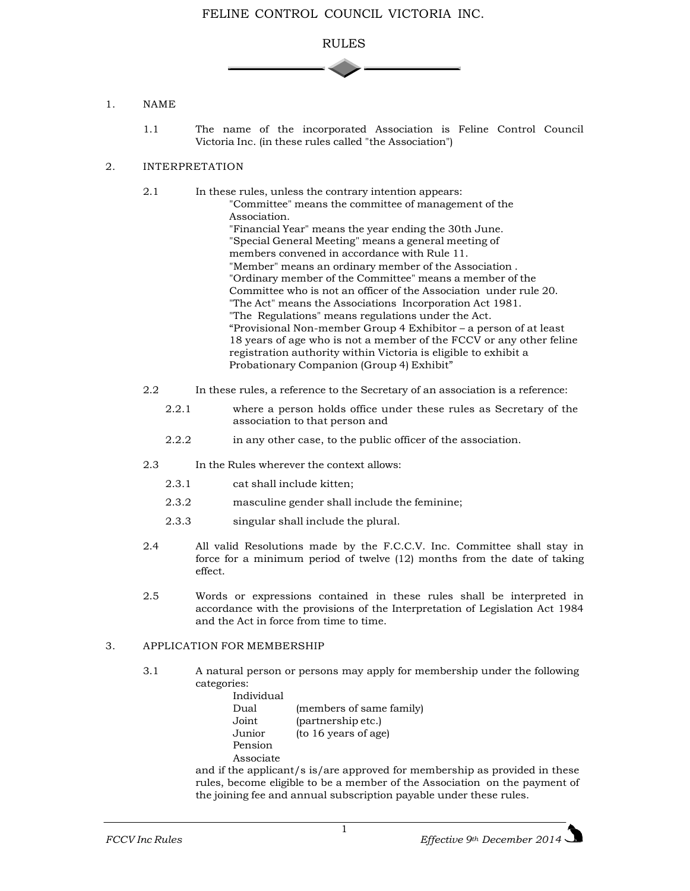# FELINE CONTROL COUNCIL VICTORIA INC.

## RULES

1. NAME

   1.1 The name of the incorporated Association is Feline Control Council Victoria Inc. (in these rules called "the Association")

2. INTERPRETATION

   2.1 In these rules, unless the contrary intention appears:
   "Committee" means the committee of management of the Association.
   "Financial Year" means the year ending the 30th June.
   "Special General Meeting" means a general meeting of members convened in accordance with Rule 11.
   "Member" means an ordinary member of the Association .
   "Ordinary member of the Committee" means a member of the Committee who is not an officer of the Association under rule 20.
   "The Act" means the Associations Incorporation Act 1981.
   "The Regulations" means regulations under the Act.
   "Provisional Non-member Group 4 Exhibitor – a person of at least 18 years of age who is not a member of the FCCV or any other feline registration authority within Victoria is eligible to exhibit a Probationary Companion (Group 4) Exhibit"

   2.2 In these rules, a reference to the Secretary of an association is a reference:

   2.2.1 where a person holds office under these rules as Secretary of the association to that person and

   2.2.2 in any other case, to the public officer of the association.

   2.3 In the Rules wherever the context allows:

   2.3.1 cat shall include kitten;

   2.3.2 masculine gender shall include the feminine;

   2.3.3 singular shall include the plural.

   2.4 All valid Resolutions made by the F.C.C.V. Inc. Committee shall stay in force for a minimum period of twelve (12) months from the date of taking effect.

   2.5 Words or expressions contained in these rules shall be interpreted in accordance with the provisions of the Interpretation of Legislation Act 1984 and the Act in force from time to time.

3. APPLICATION FOR MEMBERSHIP

   3.1 A natural person or persons may apply for membership under the following categories:

   | | |
   |---|---|
   | Individual | |
   | Dual | (members of same family) |
   | Joint | (partnership etc.) |
   | Junior | (to 16 years of age) |
   | Pension | |
   | Associate | |

   and if the applicant/s is/are approved for membership as provided in these rules, become eligible to be a member of the Association on the payment of the joining fee and annual subscription payable under these rules.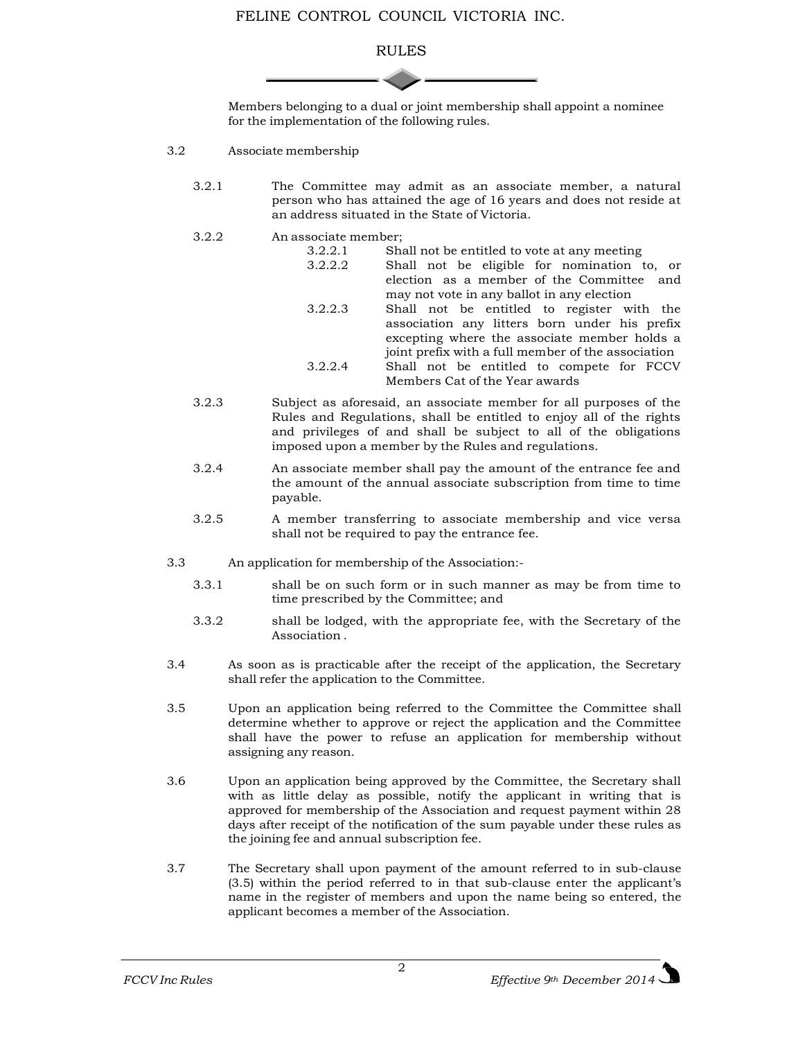Members belonging to a dual or joint membership shall appoint a nominee for the implementation of the following rules.

3.2 Associate membership

3.2.1 The Committee may admit as an associate member, a natural person who has attained the age of 16 years and does not reside at an address situated in the State of Victoria.

3.2.2 An associate member;

3.2.2.1 Shall not be entitled to vote at any meeting

3.2.2.2 Shall not be eligible for nomination to, or election as a member of the Committee and may not vote in any ballot in any election

3.2.2.3 Shall not be entitled to register with the association any litters born under his prefix excepting where the associate member holds a joint prefix with a full member of the association

3.2.2.4 Shall not be entitled to compete for FCCV Members Cat of the Year awards

3.2.3 Subject as aforesaid, an associate member for all purposes of the Rules and Regulations, shall be entitled to enjoy all of the rights and privileges of and shall be subject to all of the obligations imposed upon a member by the Rules and regulations.

3.2.4 An associate member shall pay the amount of the entrance fee and the amount of the annual associate subscription from time to time payable.

3.2.5 A member transferring to associate membership and vice versa shall not be required to pay the entrance fee.

3.3 An application for membership of the Association:-

3.3.1 shall be on such form or in such manner as may be from time to time prescribed by the Committee; and

3.3.2 shall be lodged, with the appropriate fee, with the Secretary of the Association .

3.4 As soon as is practicable after the receipt of the application, the Secretary shall refer the application to the Committee.

3.5 Upon an application being referred to the Committee the Committee shall determine whether to approve or reject the application and the Committee shall have the power to refuse an application for membership without assigning any reason.

3.6 Upon an application being approved by the Committee, the Secretary shall with as little delay as possible, notify the applicant in writing that is approved for membership of the Association and request payment within 28 days after receipt of the notification of the sum payable under these rules as the joining fee and annual subscription fee.

3.7 The Secretary shall upon payment of the amount referred to in sub-clause (3.5) within the period referred to in that sub-clause enter the applicant's name in the register of members and upon the name being so entered, the applicant becomes a member of the Association.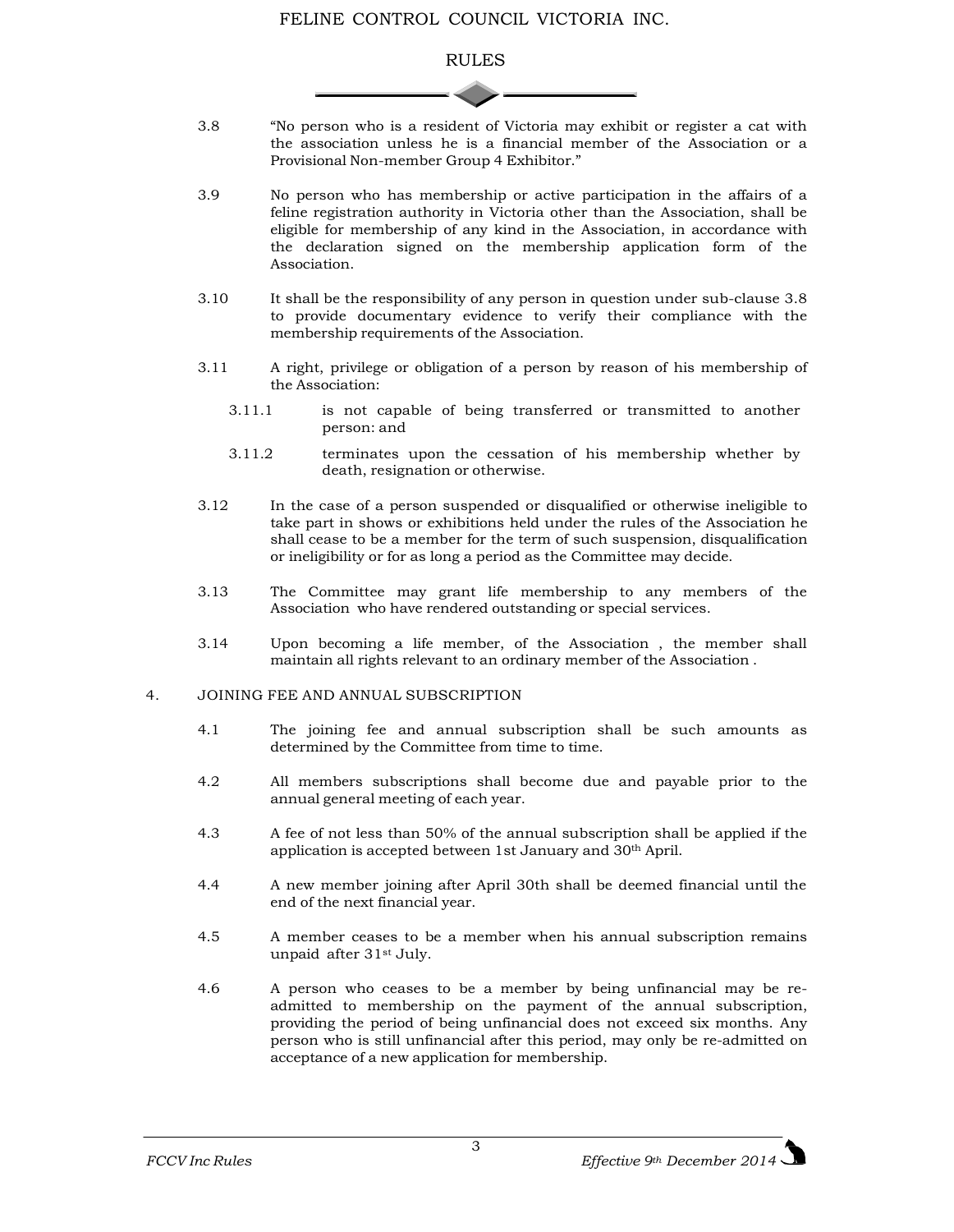3.8 "No person who is a resident of Victoria may exhibit or register a cat with the association unless he is a financial member of the Association or a Provisional Non-member Group 4 Exhibitor."

3.9 No person who has membership or active participation in the affairs of a feline registration authority in Victoria other than the Association, shall be eligible for membership of any kind in the Association, in accordance with the declaration signed on the membership application form of the Association.

3.10 It shall be the responsibility of any person in question under sub-clause 3.8 to provide documentary evidence to verify their compliance with the membership requirements of the Association.

3.11 A right, privilege or obligation of a person by reason of his membership of the Association:

- 3.11.1 is not capable of being transferred or transmitted to another person: and
- 3.11.2 terminates upon the cessation of his membership whether by death, resignation or otherwise.

3.12 In the case of a person suspended or disqualified or otherwise ineligible to take part in shows or exhibitions held under the rules of the Association he shall cease to be a member for the term of such suspension, disqualification or ineligibility or for as long a period as the Committee may decide.

3.13 The Committee may grant life membership to any members of the Association who have rendered outstanding or special services.

3.14 Upon becoming a life member, of the Association , the member shall maintain all rights relevant to an ordinary member of the Association .

## 4. JOINING FEE AND ANNUAL SUBSCRIPTION

4.1 The joining fee and annual subscription shall be such amounts as determined by the Committee from time to time.

4.2 All members subscriptions shall become due and payable prior to the annual general meeting of each year.

4.3 A fee of not less than 50% of the annual subscription shall be applied if the application is accepted between 1st January and 30th April.

4.4 A new member joining after April 30th shall be deemed financial until the end of the next financial year.

4.5 A member ceases to be a member when his annual subscription remains unpaid after 31st July.

4.6 A person who ceases to be a member by being unfinancial may be re-admitted to membership on the payment of the annual subscription, providing the period of being unfinancial does not exceed six months. Any person who is still unfinancial after this period, may only be re-admitted on acceptance of a new application for membership.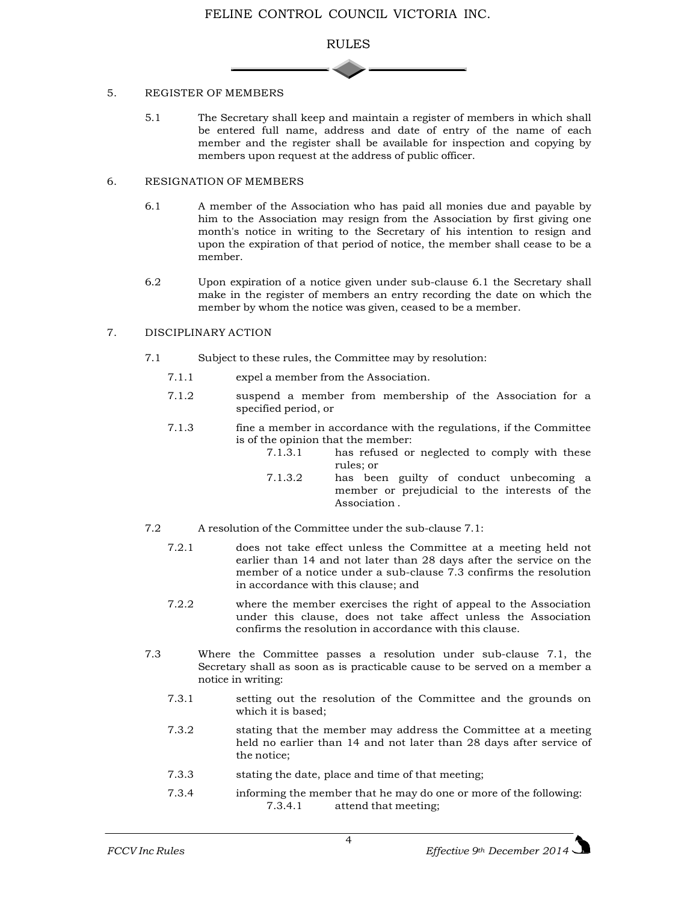## 5. REGISTER OF MEMBERS

5.1 The Secretary shall keep and maintain a register of members in which shall be entered full name, address and date of entry of the name of each member and the register shall be available for inspection and copying by members upon request at the address of public officer.

## 6. RESIGNATION OF MEMBERS

6.1 A member of the Association who has paid all monies due and payable by him to the Association may resign from the Association by first giving one month's notice in writing to the Secretary of his intention to resign and upon the expiration of that period of notice, the member shall cease to be a member.

6.2 Upon expiration of a notice given under sub-clause 6.1 the Secretary shall make in the register of members an entry recording the date on which the member by whom the notice was given, ceased to be a member.

## 7. DISCIPLINARY ACTION

7.1 Subject to these rules, the Committee may by resolution:

- 7.1.1 expel a member from the Association.
- 7.1.2 suspend a member from membership of the Association for a specified period, or
- 7.1.3 fine a member in accordance with the regulations, if the Committee is of the opinion that the member:
  - 7.1.3.1 has refused or neglected to comply with these rules; or
  - 7.1.3.2 has been guilty of conduct unbecoming a member or prejudicial to the interests of the Association .

7.2 A resolution of the Committee under the sub-clause 7.1:

- 7.2.1 does not take effect unless the Committee at a meeting held not earlier than 14 and not later than 28 days after the service on the member of a notice under a sub-clause 7.3 confirms the resolution in accordance with this clause; and
- 7.2.2 where the member exercises the right of appeal to the Association under this clause, does not take affect unless the Association confirms the resolution in accordance with this clause.

7.3 Where the Committee passes a resolution under sub-clause 7.1, the Secretary shall as soon as is practicable cause to be served on a member a notice in writing:

- 7.3.1 setting out the resolution of the Committee and the grounds on which it is based;
- 7.3.2 stating that the member may address the Committee at a meeting held no earlier than 14 and not later than 28 days after service of the notice;
- 7.3.3 stating the date, place and time of that meeting;
- 7.3.4 informing the member that he may do one or more of the following:
  - 7.3.4.1 attend that meeting;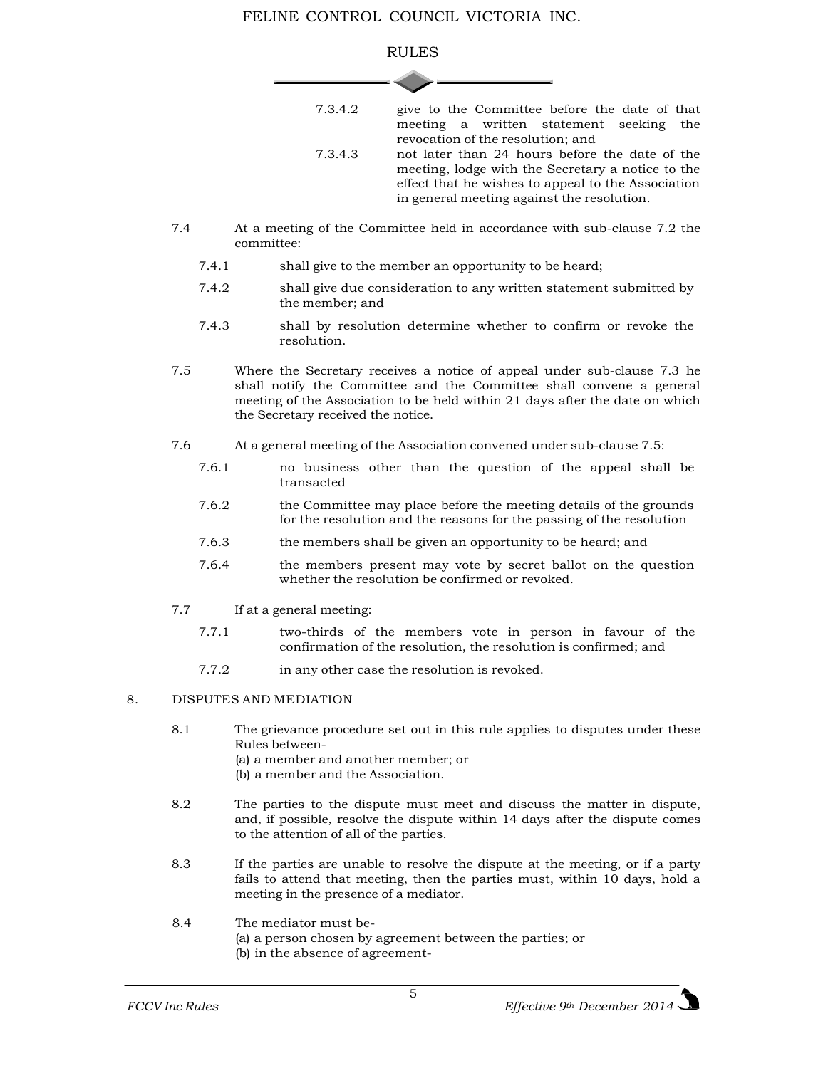7.3.4.2 give to the Committee before the date of that meeting a written statement seeking the revocation of the resolution; and

7.3.4.3 not later than 24 hours before the date of the meeting, lodge with the Secretary a notice to the effect that he wishes to appeal to the Association in general meeting against the resolution.

7.4 At a meeting of the Committee held in accordance with sub-clause 7.2 the committee:

7.4.1 shall give to the member an opportunity to be heard;

7.4.2 shall give due consideration to any written statement submitted by the member; and

7.4.3 shall by resolution determine whether to confirm or revoke the resolution.

7.5 Where the Secretary receives a notice of appeal under sub-clause 7.3 he shall notify the Committee and the Committee shall convene a general meeting of the Association to be held within 21 days after the date on which the Secretary received the notice.

7.6 At a general meeting of the Association convened under sub-clause 7.5:

7.6.1 no business other than the question of the appeal shall be transacted

7.6.2 the Committee may place before the meeting details of the grounds for the resolution and the reasons for the passing of the resolution

7.6.3 the members shall be given an opportunity to be heard; and

7.6.4 the members present may vote by secret ballot on the question whether the resolution be confirmed or revoked.

7.7 If at a general meeting:

7.7.1 two-thirds of the members vote in person in favour of the confirmation of the resolution, the resolution is confirmed; and

7.7.2 in any other case the resolution is revoked.

## 8. DISPUTES AND MEDIATION

8.1 The grievance procedure set out in this rule applies to disputes under these Rules between-
(a) a member and another member; or
(b) a member and the Association.

8.2 The parties to the dispute must meet and discuss the matter in dispute, and, if possible, resolve the dispute within 14 days after the dispute comes to the attention of all of the parties.

8.3 If the parties are unable to resolve the dispute at the meeting, or if a party fails to attend that meeting, then the parties must, within 10 days, hold a meeting in the presence of a mediator.

8.4 The mediator must be-
(a) a person chosen by agreement between the parties; or
(b) in the absence of agreement-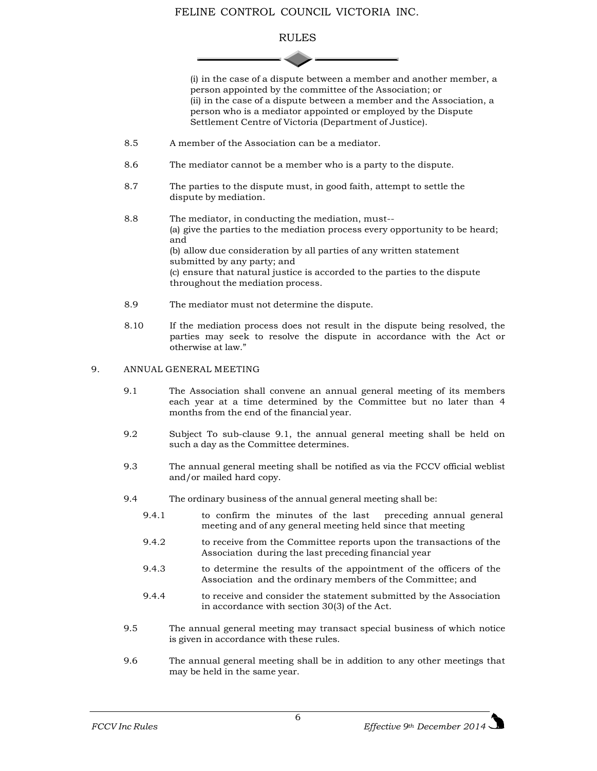(i) in the case of a dispute between a member and another member, a person appointed by the committee of the Association; or
(ii) in the case of a dispute between a member and the Association, a person who is a mediator appointed or employed by the Dispute Settlement Centre of Victoria (Department of Justice).

8.5 A member of the Association can be a mediator.

8.6 The mediator cannot be a member who is a party to the dispute.

8.7 The parties to the dispute must, in good faith, attempt to settle the dispute by mediation.

8.8 The mediator, in conducting the mediation, must--
(a) give the parties to the mediation process every opportunity to be heard; and
(b) allow due consideration by all parties of any written statement submitted by any party; and
(c) ensure that natural justice is accorded to the parties to the dispute throughout the mediation process.

8.9 The mediator must not determine the dispute.

8.10 If the mediation process does not result in the dispute being resolved, the parties may seek to resolve the dispute in accordance with the Act or otherwise at law."

## 9. ANNUAL GENERAL MEETING

9.1 The Association shall convene an annual general meeting of its members each year at a time determined by the Committee but no later than 4 months from the end of the financial year.

9.2 Subject To sub-clause 9.1, the annual general meeting shall be held on such a day as the Committee determines.

9.3 The annual general meeting shall be notified as via the FCCV official weblist and/or mailed hard copy.

9.4 The ordinary business of the annual general meeting shall be:

- 9.4.1 to confirm the minutes of the last preceding annual general meeting and of any general meeting held since that meeting
- 9.4.2 to receive from the Committee reports upon the transactions of the Association during the last preceding financial year
- 9.4.3 to determine the results of the appointment of the officers of the Association and the ordinary members of the Committee; and
- 9.4.4 to receive and consider the statement submitted by the Association in accordance with section 30(3) of the Act.

9.5 The annual general meeting may transact special business of which notice is given in accordance with these rules.

9.6 The annual general meeting shall be in addition to any other meetings that may be held in the same year.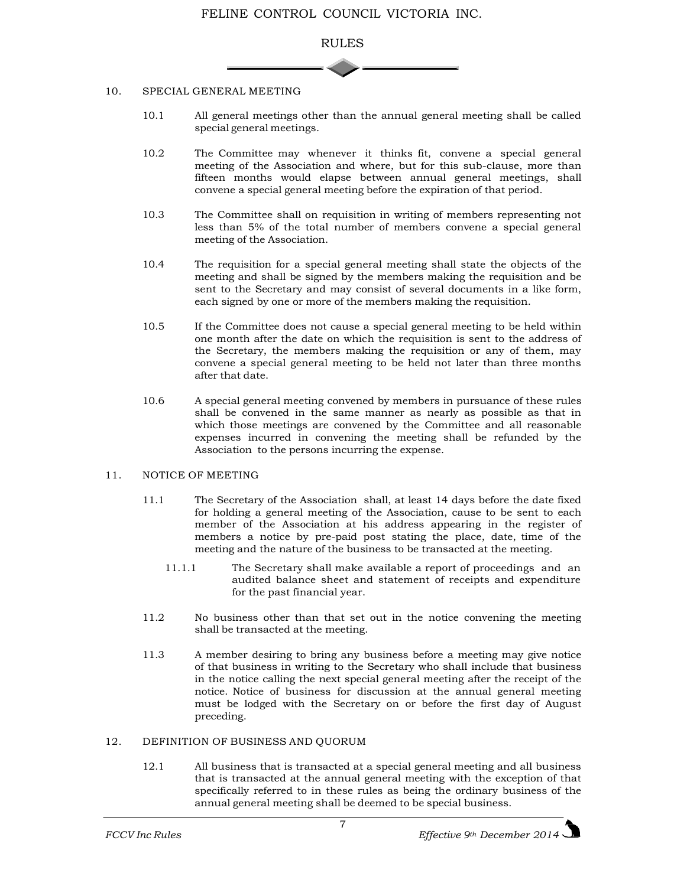## 10. SPECIAL GENERAL MEETING

10.1 All general meetings other than the annual general meeting shall be called special general meetings.

10.2 The Committee may whenever it thinks fit, convene a special general meeting of the Association and where, but for this sub-clause, more than fifteen months would elapse between annual general meetings, shall convene a special general meeting before the expiration of that period.

10.3 The Committee shall on requisition in writing of members representing not less than 5% of the total number of members convene a special general meeting of the Association.

10.4 The requisition for a special general meeting shall state the objects of the meeting and shall be signed by the members making the requisition and be sent to the Secretary and may consist of several documents in a like form, each signed by one or more of the members making the requisition.

10.5 If the Committee does not cause a special general meeting to be held within one month after the date on which the requisition is sent to the address of the Secretary, the members making the requisition or any of them, may convene a special general meeting to be held not later than three months after that date.

10.6 A special general meeting convened by members in pursuance of these rules shall be convened in the same manner as nearly as possible as that in which those meetings are convened by the Committee and all reasonable expenses incurred in convening the meeting shall be refunded by the Association to the persons incurring the expense.

## 11. NOTICE OF MEETING

11.1 The Secretary of the Association shall, at least 14 days before the date fixed for holding a general meeting of the Association, cause to be sent to each member of the Association at his address appearing in the register of members a notice by pre-paid post stating the place, date, time of the meeting and the nature of the business to be transacted at the meeting.

11.1.1 The Secretary shall make available a report of proceedings and an audited balance sheet and statement of receipts and expenditure for the past financial year.

11.2 No business other than that set out in the notice convening the meeting shall be transacted at the meeting.

11.3 A member desiring to bring any business before a meeting may give notice of that business in writing to the Secretary who shall include that business in the notice calling the next special general meeting after the receipt of the notice. Notice of business for discussion at the annual general meeting must be lodged with the Secretary on or before the first day of August preceding.

## 12. DEFINITION OF BUSINESS AND QUORUM

12.1 All business that is transacted at a special general meeting and all business that is transacted at the annual general meeting with the exception of that specifically referred to in these rules as being the ordinary business of the annual general meeting shall be deemed to be special business.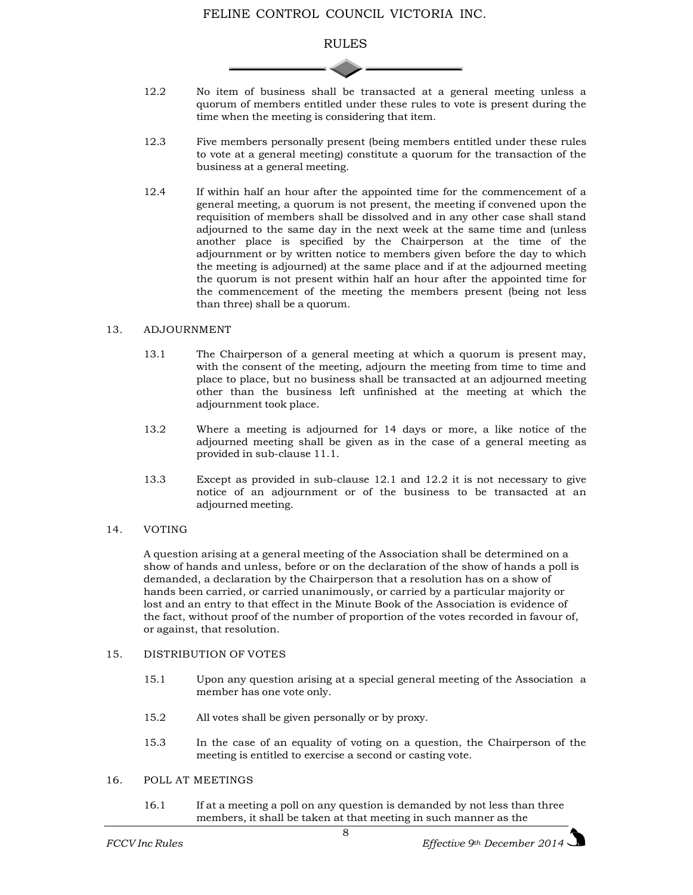12.2 No item of business shall be transacted at a general meeting unless a quorum of members entitled under these rules to vote is present during the time when the meeting is considering that item.

12.3 Five members personally present (being members entitled under these rules to vote at a general meeting) constitute a quorum for the transaction of the business at a general meeting.

12.4 If within half an hour after the appointed time for the commencement of a general meeting, a quorum is not present, the meeting if convened upon the requisition of members shall be dissolved and in any other case shall stand adjourned to the same day in the next week at the same time and (unless another place is specified by the Chairperson at the time of the adjournment or by written notice to members given before the day to which the meeting is adjourned) at the same place and if at the adjourned meeting the quorum is not present within half an hour after the appointed time for the commencement of the meeting the members present (being not less than three) shall be a quorum.

## 13. ADJOURNMENT

13.1 The Chairperson of a general meeting at which a quorum is present may, with the consent of the meeting, adjourn the meeting from time to time and place to place, but no business shall be transacted at an adjourned meeting other than the business left unfinished at the meeting at which the adjournment took place.

13.2 Where a meeting is adjourned for 14 days or more, a like notice of the adjourned meeting shall be given as in the case of a general meeting as provided in sub-clause 11.1.

13.3 Except as provided in sub-clause 12.1 and 12.2 it is not necessary to give notice of an adjournment or of the business to be transacted at an adjourned meeting.

## 14. VOTING

A question arising at a general meeting of the Association shall be determined on a show of hands and unless, before or on the declaration of the show of hands a poll is demanded, a declaration by the Chairperson that a resolution has on a show of hands been carried, or carried unanimously, or carried by a particular majority or lost and an entry to that effect in the Minute Book of the Association is evidence of the fact, without proof of the number of proportion of the votes recorded in favour of, or against, that resolution.

## 15. DISTRIBUTION OF VOTES

15.1 Upon any question arising at a special general meeting of the Association a member has one vote only.

15.2 All votes shall be given personally or by proxy.

15.3 In the case of an equality of voting on a question, the Chairperson of the meeting is entitled to exercise a second or casting vote.

## 16. POLL AT MEETINGS

16.1 If at a meeting a poll on any question is demanded by not less than three members, it shall be taken at that meeting in such manner as the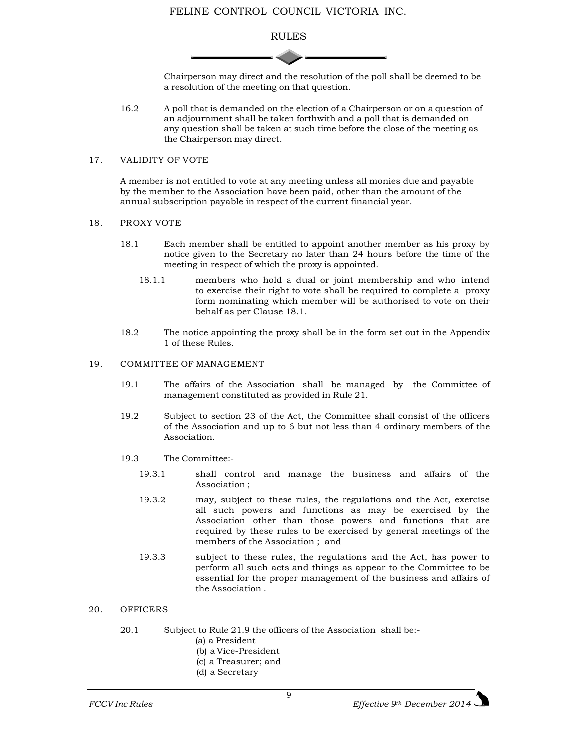Chairperson may direct and the resolution of the poll shall be deemed to be a resolution of the meeting on that question.

16.2 A poll that is demanded on the election of a Chairperson or on a question of an adjournment shall be taken forthwith and a poll that is demanded on any question shall be taken at such time before the close of the meeting as the Chairperson may direct.

## 17. VALIDITY OF VOTE

A member is not entitled to vote at any meeting unless all monies due and payable by the member to the Association have been paid, other than the amount of the annual subscription payable in respect of the current financial year.

## 18. PROXY VOTE

18.1 Each member shall be entitled to appoint another member as his proxy by notice given to the Secretary no later than 24 hours before the time of the meeting in respect of which the proxy is appointed.

18.1.1 members who hold a dual or joint membership and who intend to exercise their right to vote shall be required to complete a proxy form nominating which member will be authorised to vote on their behalf as per Clause 18.1.

18.2 The notice appointing the proxy shall be in the form set out in the Appendix 1 of these Rules.

## 19. COMMITTEE OF MANAGEMENT

19.1 The affairs of the Association shall be managed by the Committee of management constituted as provided in Rule 21.

19.2 Subject to section 23 of the Act, the Committee shall consist of the officers of the Association and up to 6 but not less than 4 ordinary members of the Association.

19.3 The Committee:-

19.3.1 shall control and manage the business and affairs of the Association ;

19.3.2 may, subject to these rules, the regulations and the Act, exercise all such powers and functions as may be exercised by the Association other than those powers and functions that are required by these rules to be exercised by general meetings of the members of the Association ; and

19.3.3 subject to these rules, the regulations and the Act, has power to perform all such acts and things as appear to the Committee to be essential for the proper management of the business and affairs of the Association .

## 20. OFFICERS

20.1 Subject to Rule 21.9 the officers of the Association shall be:-

(a) a President
(b) a Vice-President
(c) a Treasurer; and
(d) a Secretary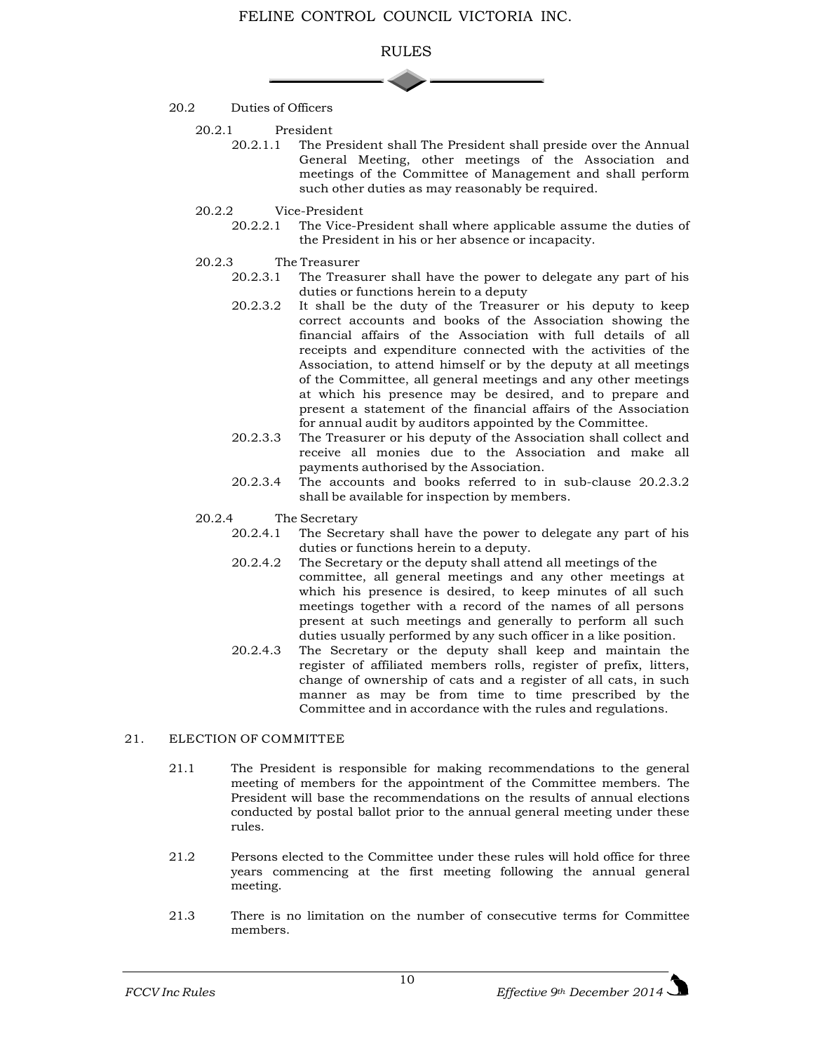20.2 Duties of Officers

20.2.1 President

20.2.1.1 The President shall The President shall preside over the Annual General Meeting, other meetings of the Association and meetings of the Committee of Management and shall perform such other duties as may reasonably be required.

20.2.2 Vice-President

20.2.2.1 The Vice-President shall where applicable assume the duties of the President in his or her absence or incapacity.

20.2.3 The Treasurer

20.2.3.1 The Treasurer shall have the power to delegate any part of his duties or functions herein to a deputy

20.2.3.2 It shall be the duty of the Treasurer or his deputy to keep correct accounts and books of the Association showing the financial affairs of the Association with full details of all receipts and expenditure connected with the activities of the Association, to attend himself or by the deputy at all meetings of the Committee, all general meetings and any other meetings at which his presence may be desired, and to prepare and present a statement of the financial affairs of the Association for annual audit by auditors appointed by the Committee.

20.2.3.3 The Treasurer or his deputy of the Association shall collect and receive all monies due to the Association and make all payments authorised by the Association.

20.2.3.4 The accounts and books referred to in sub-clause 20.2.3.2 shall be available for inspection by members.

20.2.4 The Secretary

20.2.4.1 The Secretary shall have the power to delegate any part of his duties or functions herein to a deputy.

20.2.4.2 The Secretary or the deputy shall attend all meetings of the committee, all general meetings and any other meetings at which his presence is desired, to keep minutes of all such meetings together with a record of the names of all persons present at such meetings and generally to perform all such duties usually performed by any such officer in a like position.

20.2.4.3 The Secretary or the deputy shall keep and maintain the register of affiliated members rolls, register of prefix, litters, change of ownership of cats and a register of all cats, in such manner as may be from time to time prescribed by the Committee and in accordance with the rules and regulations.

## 21. ELECTION OF COMMITTEE

21.1 The President is responsible for making recommendations to the general meeting of members for the appointment of the Committee members. The President will base the recommendations on the results of annual elections conducted by postal ballot prior to the annual general meeting under these rules.

21.2 Persons elected to the Committee under these rules will hold office for three years commencing at the first meeting following the annual general meeting.

21.3 There is no limitation on the number of consecutive terms for Committee members.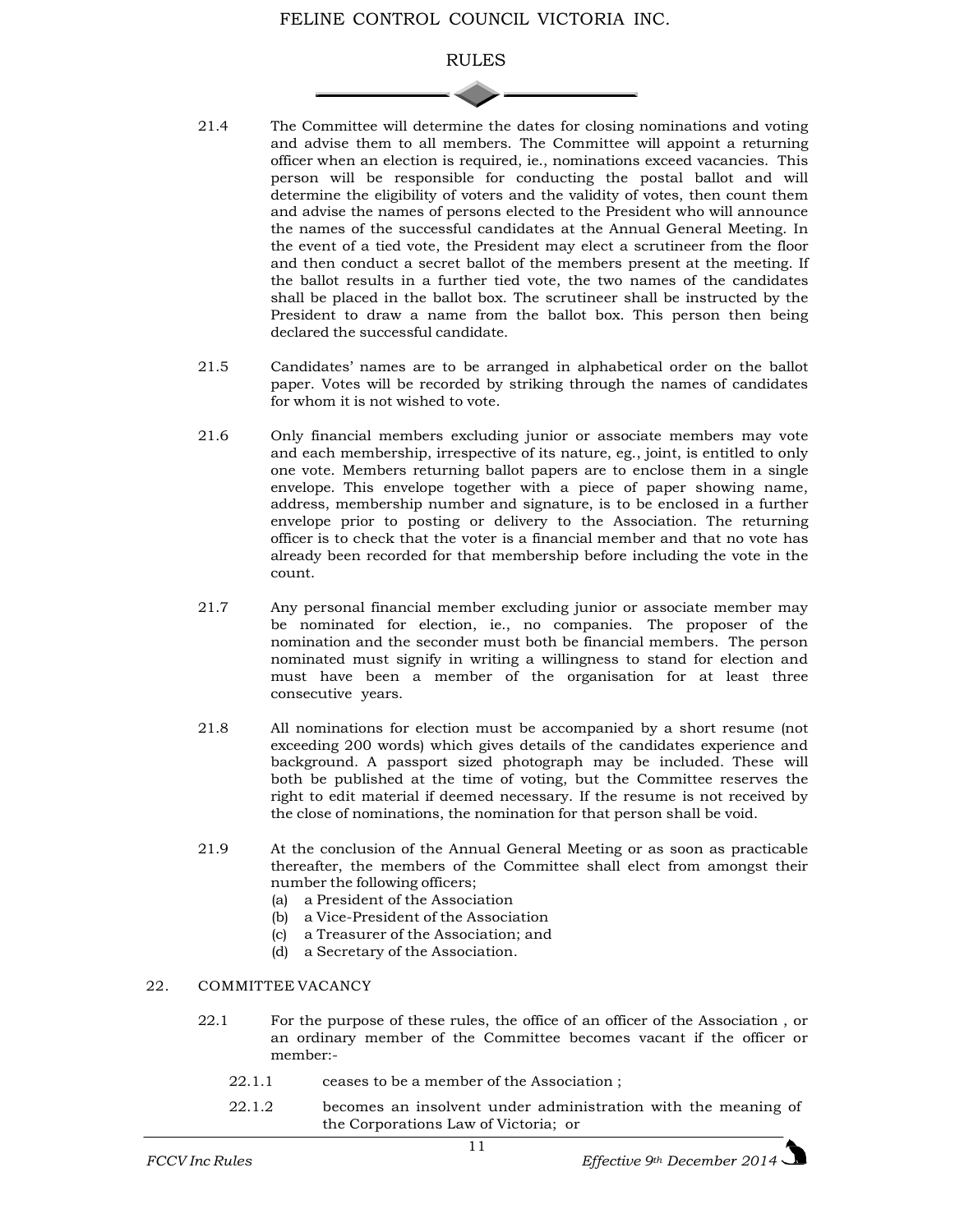21.4 The Committee will determine the dates for closing nominations and voting and advise them to all members. The Committee will appoint a returning officer when an election is required, ie., nominations exceed vacancies. This person will be responsible for conducting the postal ballot and will determine the eligibility of voters and the validity of votes, then count them and advise the names of persons elected to the President who will announce the names of the successful candidates at the Annual General Meeting. In the event of a tied vote, the President may elect a scrutineer from the floor and then conduct a secret ballot of the members present at the meeting. If the ballot results in a further tied vote, the two names of the candidates shall be placed in the ballot box. The scrutineer shall be instructed by the President to draw a name from the ballot box. This person then being declared the successful candidate.

21.5 Candidates' names are to be arranged in alphabetical order on the ballot paper. Votes will be recorded by striking through the names of candidates for whom it is not wished to vote.

21.6 Only financial members excluding junior or associate members may vote and each membership, irrespective of its nature, eg., joint, is entitled to only one vote. Members returning ballot papers are to enclose them in a single envelope. This envelope together with a piece of paper showing name, address, membership number and signature, is to be enclosed in a further envelope prior to posting or delivery to the Association. The returning officer is to check that the voter is a financial member and that no vote has already been recorded for that membership before including the vote in the count.

21.7 Any personal financial member excluding junior or associate member may be nominated for election, ie., no companies. The proposer of the nomination and the seconder must both be financial members. The person nominated must signify in writing a willingness to stand for election and must have been a member of the organisation for at least three consecutive years.

21.8 All nominations for election must be accompanied by a short resume (not exceeding 200 words) which gives details of the candidates experience and background. A passport sized photograph may be included. These will both be published at the time of voting, but the Committee reserves the right to edit material if deemed necessary. If the resume is not received by the close of nominations, the nomination for that person shall be void.

21.9 At the conclusion of the Annual General Meeting or as soon as practicable thereafter, the members of the Committee shall elect from amongst their number the following officers;

(a) a President of the Association
(b) a Vice-President of the Association
(c) a Treasurer of the Association; and
(d) a Secretary of the Association.

## 22. COMMITTEE VACANCY

22.1 For the purpose of these rules, the office of an officer of the Association , or an ordinary member of the Committee becomes vacant if the officer or member:-

22.1.1 ceases to be a member of the Association ;

22.1.2 becomes an insolvent under administration with the meaning of the Corporations Law of Victoria; or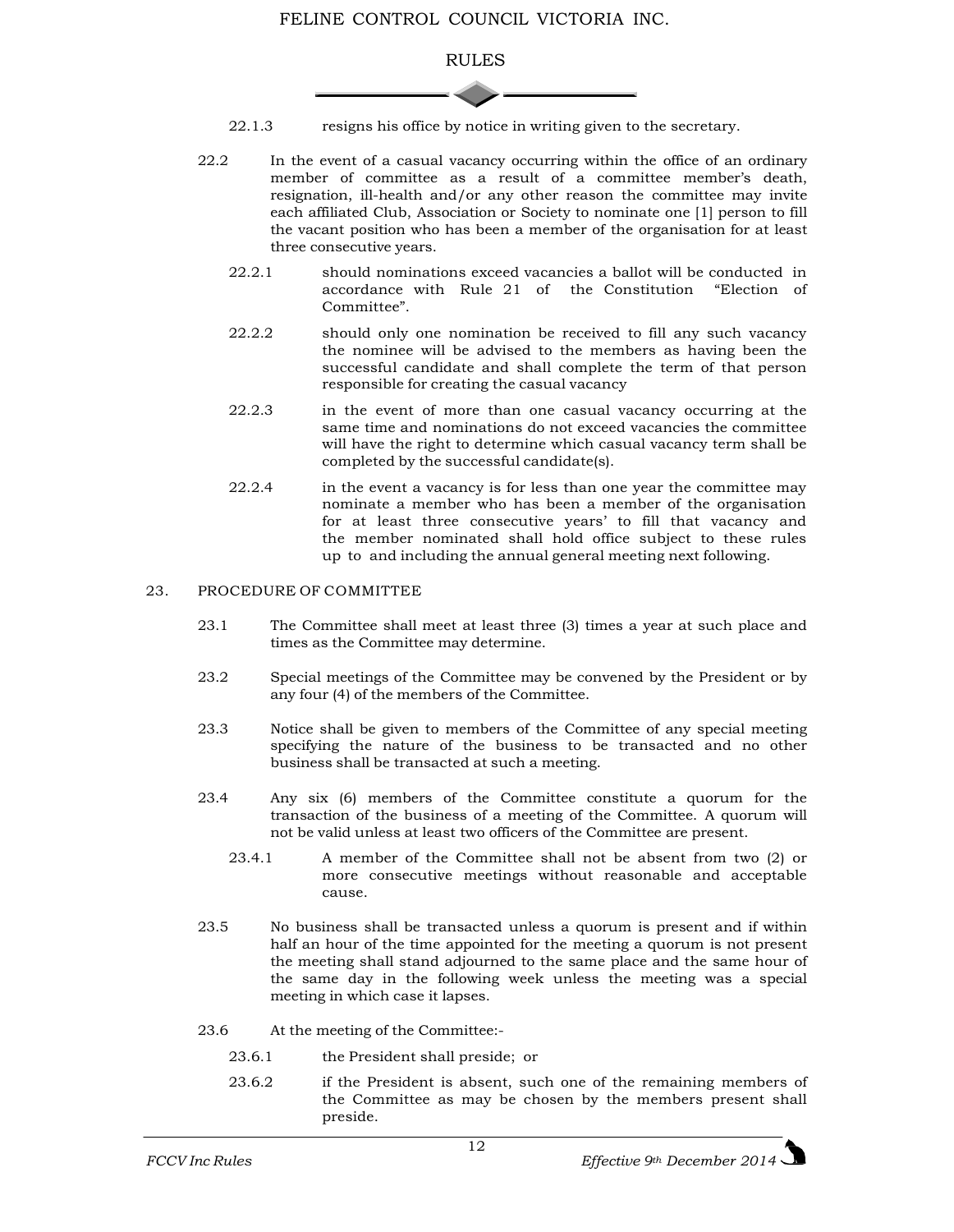22.1.3 resigns his office by notice in writing given to the secretary.

22.2 In the event of a casual vacancy occurring within the office of an ordinary member of committee as a result of a committee member's death, resignation, ill-health and/or any other reason the committee may invite each affiliated Club, Association or Society to nominate one [1] person to fill the vacant position who has been a member of the organisation for at least three consecutive years.

22.2.1 should nominations exceed vacancies a ballot will be conducted in accordance with Rule 21 of the Constitution "Election of Committee".

22.2.2 should only one nomination be received to fill any such vacancy the nominee will be advised to the members as having been the successful candidate and shall complete the term of that person responsible for creating the casual vacancy

22.2.3 in the event of more than one casual vacancy occurring at the same time and nominations do not exceed vacancies the committee will have the right to determine which casual vacancy term shall be completed by the successful candidate(s).

22.2.4 in the event a vacancy is for less than one year the committee may nominate a member who has been a member of the organisation for at least three consecutive years' to fill that vacancy and the member nominated shall hold office subject to these rules up to and including the annual general meeting next following.

## 23. PROCEDURE OF COMMITTEE

23.1 The Committee shall meet at least three (3) times a year at such place and times as the Committee may determine.

23.2 Special meetings of the Committee may be convened by the President or by any four (4) of the members of the Committee.

23.3 Notice shall be given to members of the Committee of any special meeting specifying the nature of the business to be transacted and no other business shall be transacted at such a meeting.

23.4 Any six (6) members of the Committee constitute a quorum for the transaction of the business of a meeting of the Committee. A quorum will not be valid unless at least two officers of the Committee are present.

23.4.1 A member of the Committee shall not be absent from two (2) or more consecutive meetings without reasonable and acceptable cause.

23.5 No business shall be transacted unless a quorum is present and if within half an hour of the time appointed for the meeting a quorum is not present the meeting shall stand adjourned to the same place and the same hour of the same day in the following week unless the meeting was a special meeting in which case it lapses.

23.6 At the meeting of the Committee:-

23.6.1 the President shall preside; or

23.6.2 if the President is absent, such one of the remaining members of the Committee as may be chosen by the members present shall preside.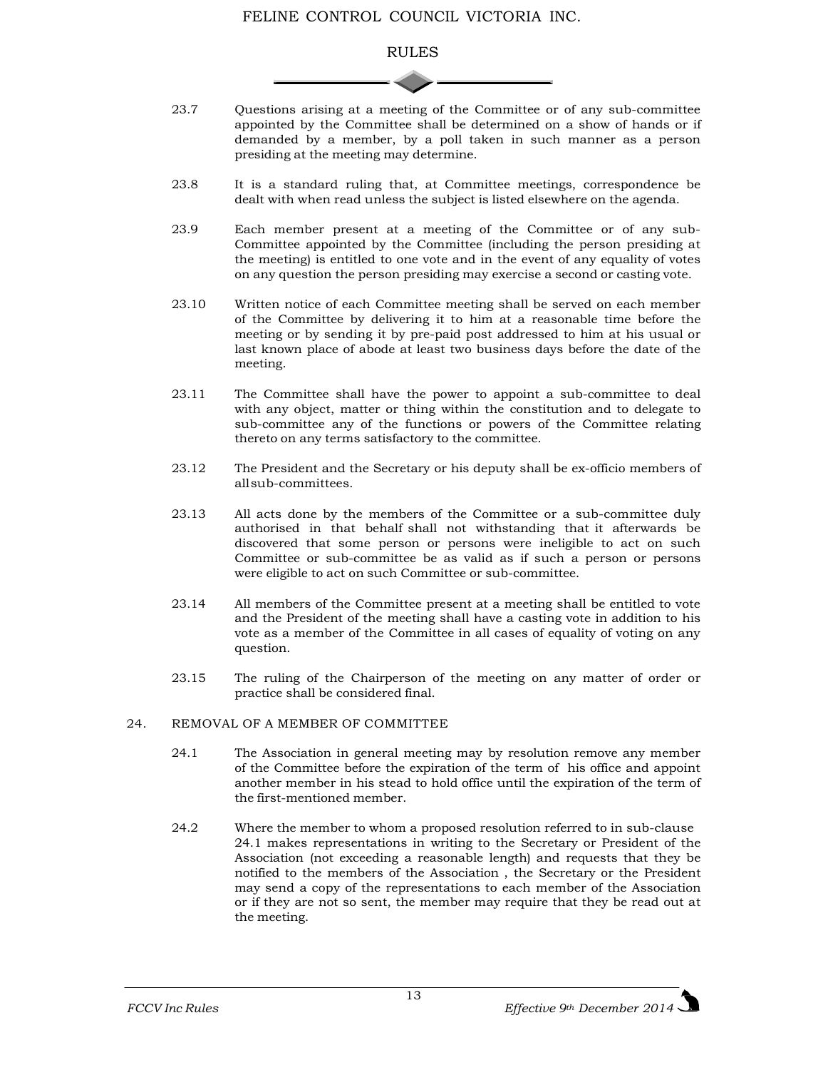23.7 Questions arising at a meeting of the Committee or of any sub-committee appointed by the Committee shall be determined on a show of hands or if demanded by a member, by a poll taken in such manner as a person presiding at the meeting may determine.

23.8 It is a standard ruling that, at Committee meetings, correspondence be dealt with when read unless the subject is listed elsewhere on the agenda.

23.9 Each member present at a meeting of the Committee or of any sub-Committee appointed by the Committee (including the person presiding at the meeting) is entitled to one vote and in the event of any equality of votes on any question the person presiding may exercise a second or casting vote.

23.10 Written notice of each Committee meeting shall be served on each member of the Committee by delivering it to him at a reasonable time before the meeting or by sending it by pre-paid post addressed to him at his usual or last known place of abode at least two business days before the date of the meeting.

23.11 The Committee shall have the power to appoint a sub-committee to deal with any object, matter or thing within the constitution and to delegate to sub-committee any of the functions or powers of the Committee relating thereto on any terms satisfactory to the committee.

23.12 The President and the Secretary or his deputy shall be ex-officio members of all sub-committees.

23.13 All acts done by the members of the Committee or a sub-committee duly authorised in that behalf shall not withstanding that it afterwards be discovered that some person or persons were ineligible to act on such Committee or sub-committee be as valid as if such a person or persons were eligible to act on such Committee or sub-committee.

23.14 All members of the Committee present at a meeting shall be entitled to vote and the President of the meeting shall have a casting vote in addition to his vote as a member of the Committee in all cases of equality of voting on any question.

23.15 The ruling of the Chairperson of the meeting on any matter of order or practice shall be considered final.

## 24. REMOVAL OF A MEMBER OF COMMITTEE

24.1 The Association in general meeting may by resolution remove any member of the Committee before the expiration of the term of his office and appoint another member in his stead to hold office until the expiration of the term of the first-mentioned member.

24.2 Where the member to whom a proposed resolution referred to in sub-clause 24.1 makes representations in writing to the Secretary or President of the Association (not exceeding a reasonable length) and requests that they be notified to the members of the Association , the Secretary or the President may send a copy of the representations to each member of the Association or if they are not so sent, the member may require that they be read out at the meeting.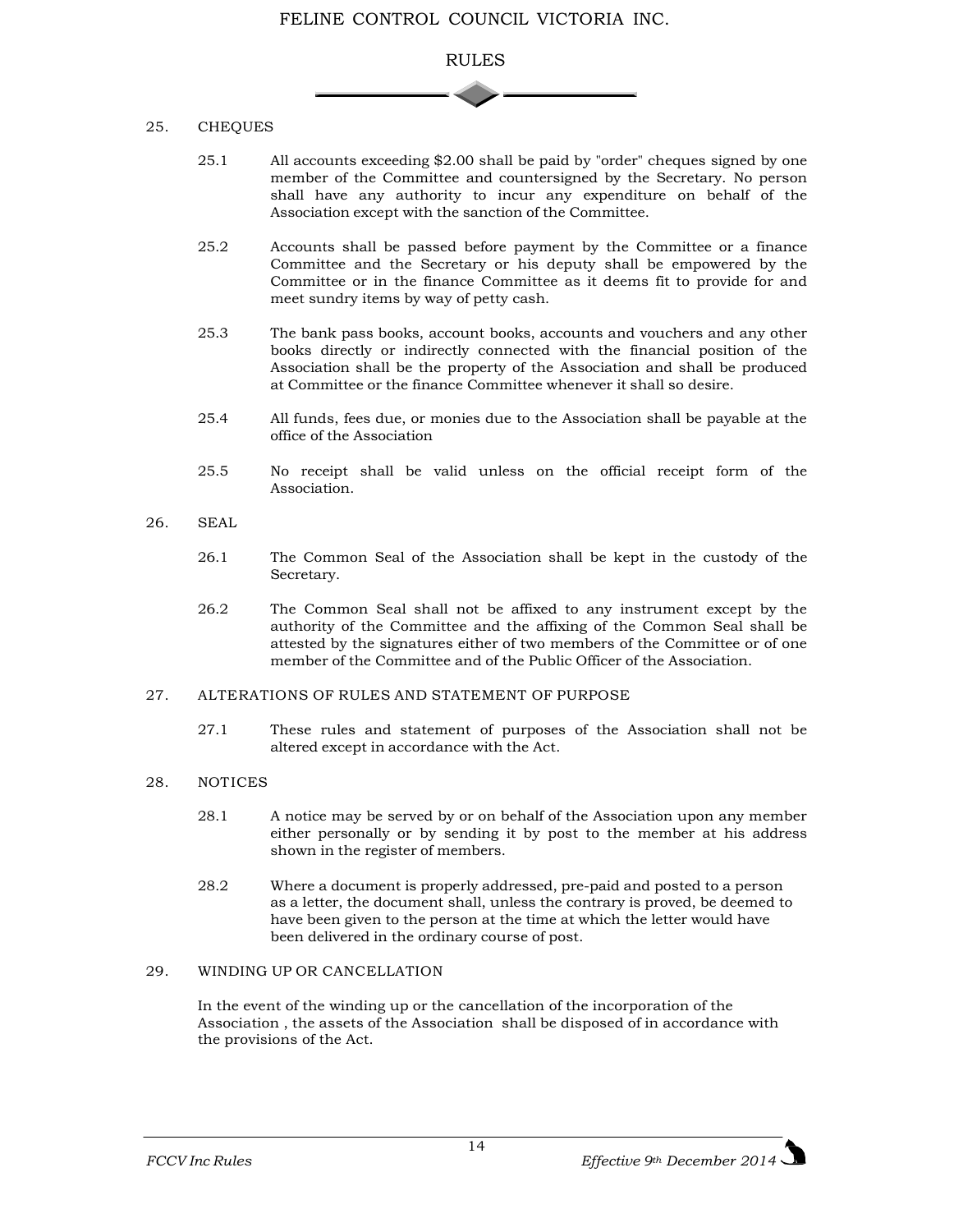## 25. CHEQUES

25.1 All accounts exceeding $2.00 shall be paid by "order" cheques signed by one member of the Committee and countersigned by the Secretary. No person shall have any authority to incur any expenditure on behalf of the Association except with the sanction of the Committee.

25.2 Accounts shall be passed before payment by the Committee or a finance Committee and the Secretary or his deputy shall be empowered by the Committee or in the finance Committee as it deems fit to provide for and meet sundry items by way of petty cash.

25.3 The bank pass books, account books, accounts and vouchers and any other books directly or indirectly connected with the financial position of the Association shall be the property of the Association and shall be produced at Committee or the finance Committee whenever it shall so desire.

25.4 All funds, fees due, or monies due to the Association shall be payable at the office of the Association

25.5 No receipt shall be valid unless on the official receipt form of the Association.

## 26. SEAL

26.1 The Common Seal of the Association shall be kept in the custody of the Secretary.

26.2 The Common Seal shall not be affixed to any instrument except by the authority of the Committee and the affixing of the Common Seal shall be attested by the signatures either of two members of the Committee or of one member of the Committee and of the Public Officer of the Association.

## 27. ALTERATIONS OF RULES AND STATEMENT OF PURPOSE

27.1 These rules and statement of purposes of the Association shall not be altered except in accordance with the Act.

## 28. NOTICES

28.1 A notice may be served by or on behalf of the Association upon any member either personally or by sending it by post to the member at his address shown in the register of members.

28.2 Where a document is properly addressed, pre-paid and posted to a person as a letter, the document shall, unless the contrary is proved, be deemed to have been given to the person at the time at which the letter would have been delivered in the ordinary course of post.

## 29. WINDING UP OR CANCELLATION

In the event of the winding up or the cancellation of the incorporation of the Association , the assets of the Association shall be disposed of in accordance with the provisions of the Act.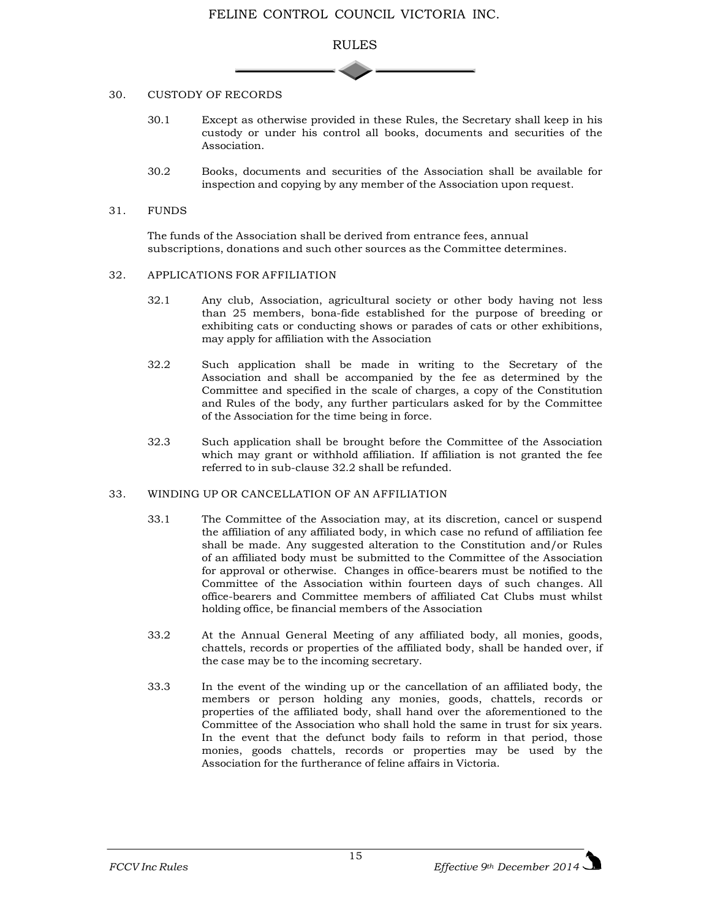## 30. CUSTODY OF RECORDS

30.1 Except as otherwise provided in these Rules, the Secretary shall keep in his custody or under his control all books, documents and securities of the Association.

30.2 Books, documents and securities of the Association shall be available for inspection and copying by any member of the Association upon request.

## 31. FUNDS

The funds of the Association shall be derived from entrance fees, annual subscriptions, donations and such other sources as the Committee determines.

## 32. APPLICATIONS FOR AFFILIATION

32.1 Any club, Association, agricultural society or other body having not less than 25 members, bona-fide established for the purpose of breeding or exhibiting cats or conducting shows or parades of cats or other exhibitions, may apply for affiliation with the Association

32.2 Such application shall be made in writing to the Secretary of the Association and shall be accompanied by the fee as determined by the Committee and specified in the scale of charges, a copy of the Constitution and Rules of the body, any further particulars asked for by the Committee of the Association for the time being in force.

32.3 Such application shall be brought before the Committee of the Association which may grant or withhold affiliation. If affiliation is not granted the fee referred to in sub-clause 32.2 shall be refunded.

## 33. WINDING UP OR CANCELLATION OF AN AFFILIATION

33.1 The Committee of the Association may, at its discretion, cancel or suspend the affiliation of any affiliated body, in which case no refund of affiliation fee shall be made. Any suggested alteration to the Constitution and/or Rules of an affiliated body must be submitted to the Committee of the Association for approval or otherwise. Changes in office-bearers must be notified to the Committee of the Association within fourteen days of such changes. All office-bearers and Committee members of affiliated Cat Clubs must whilst holding office, be financial members of the Association

33.2 At the Annual General Meeting of any affiliated body, all monies, goods, chattels, records or properties of the affiliated body, shall be handed over, if the case may be to the incoming secretary.

33.3 In the event of the winding up or the cancellation of an affiliated body, the members or person holding any monies, goods, chattels, records or properties of the affiliated body, shall hand over the aforementioned to the Committee of the Association who shall hold the same in trust for six years. In the event that the defunct body fails to reform in that period, those monies, goods chattels, records or properties may be used by the Association for the furtherance of feline affairs in Victoria.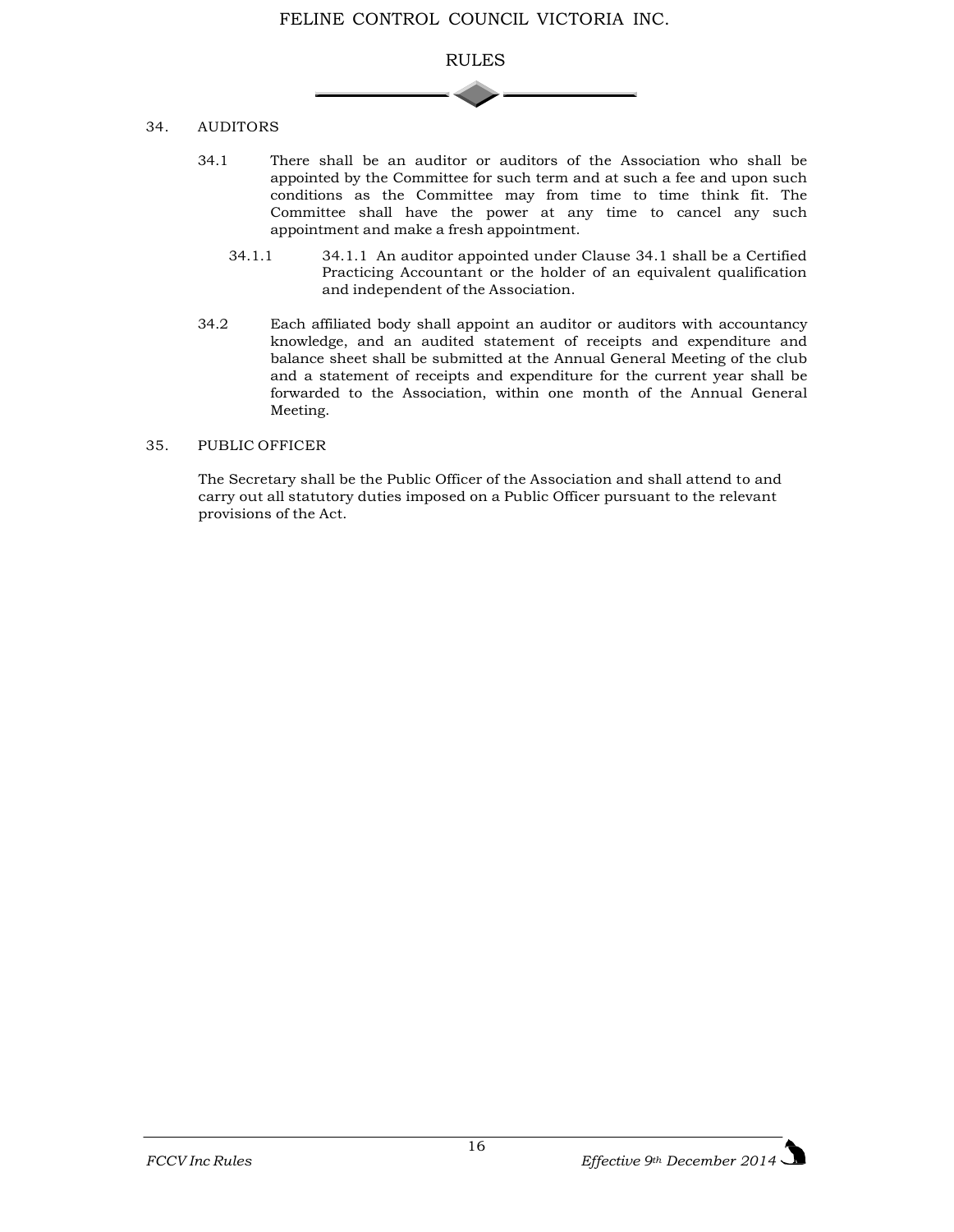## 34. AUDITORS

34.1 There shall be an auditor or auditors of the Association who shall be appointed by the Committee for such term and at such a fee and upon such conditions as the Committee may from time to time think fit. The Committee shall have the power at any time to cancel any such appointment and make a fresh appointment.

34.1.1 34.1.1 An auditor appointed under Clause 34.1 shall be a Certified Practicing Accountant or the holder of an equivalent qualification and independent of the Association.

34.2 Each affiliated body shall appoint an auditor or auditors with accountancy knowledge, and an audited statement of receipts and expenditure and balance sheet shall be submitted at the Annual General Meeting of the club and a statement of receipts and expenditure for the current year shall be forwarded to the Association, within one month of the Annual General Meeting.

## 35. PUBLIC OFFICER

The Secretary shall be the Public Officer of the Association and shall attend to and carry out all statutory duties imposed on a Public Officer pursuant to the relevant provisions of the Act.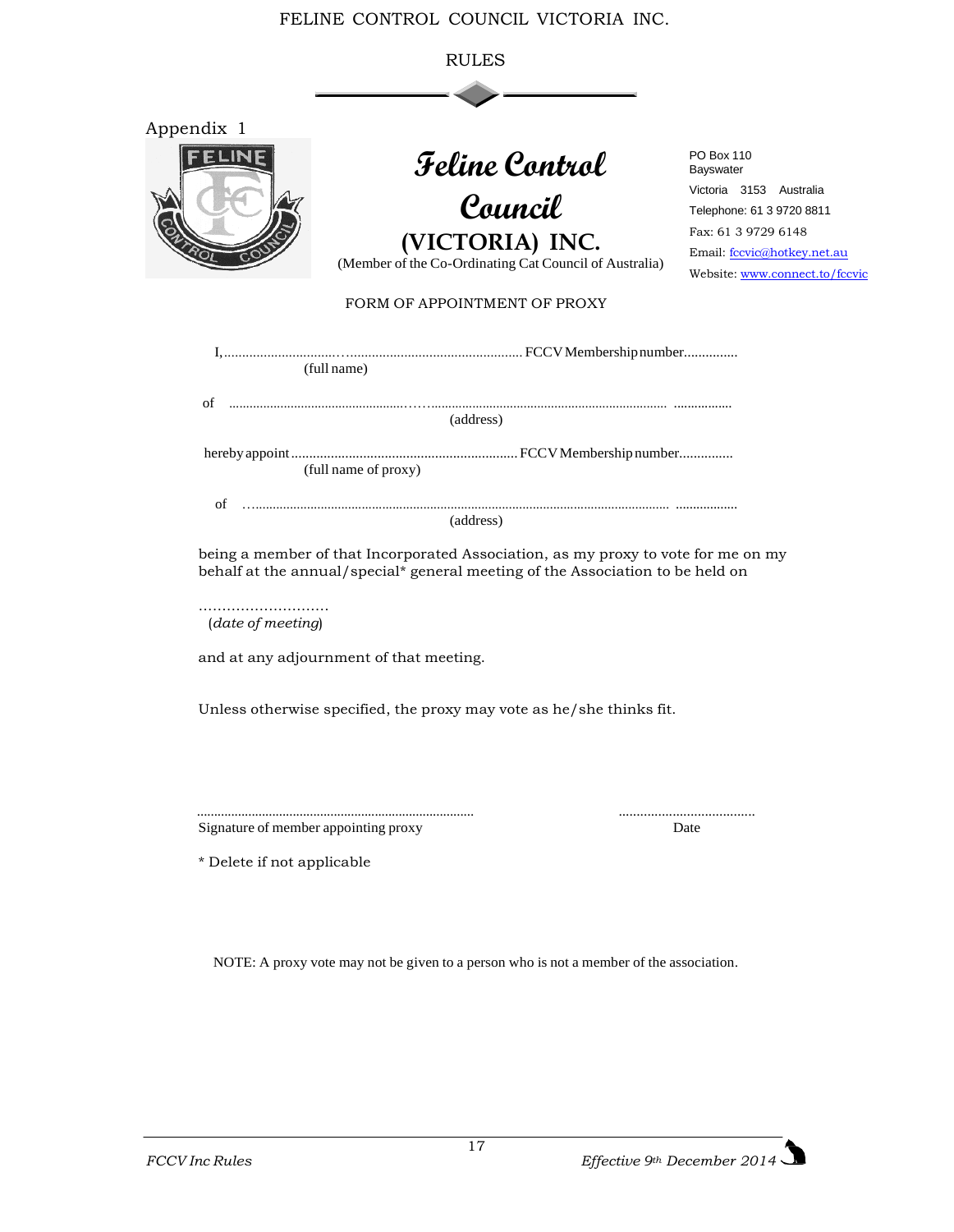Appendix 1

# Feline Control Council (VICTORIA) INC.

(Member of the Co-Ordinating Cat Council of Australia)

PO Box 110
Bayswater
Victoria 3153 Australia
Telephone: 61 3 9720 8811
Fax: 61 3 9729 6148
Email: fccvic@hotkey.net.au
Website: www.connect.to/fccvic

## FORM OF APPOINTMENT OF PROXY

I,................................................................................ FCCV Membership number...............
(full name)

of ............................................................................................................................ ................
(address)

hereby appoint ............................................................... FCCV Membership number...............
(full name of proxy)

of ..................................................................................................................... .................
(address)

being a member of that Incorporated Association, as my proxy to vote for me on my behalf at the annual/special* general meeting of the Association to be held on

............................
(*date of meeting*)

and at any adjournment of that meeting.

Unless otherwise specified, the proxy may vote as he/she thinks fit.

................................................................................ ......................................
Signature of member appointing proxy Date

* Delete if not applicable

NOTE: A proxy vote may not be given to a person who is not a member of the association.